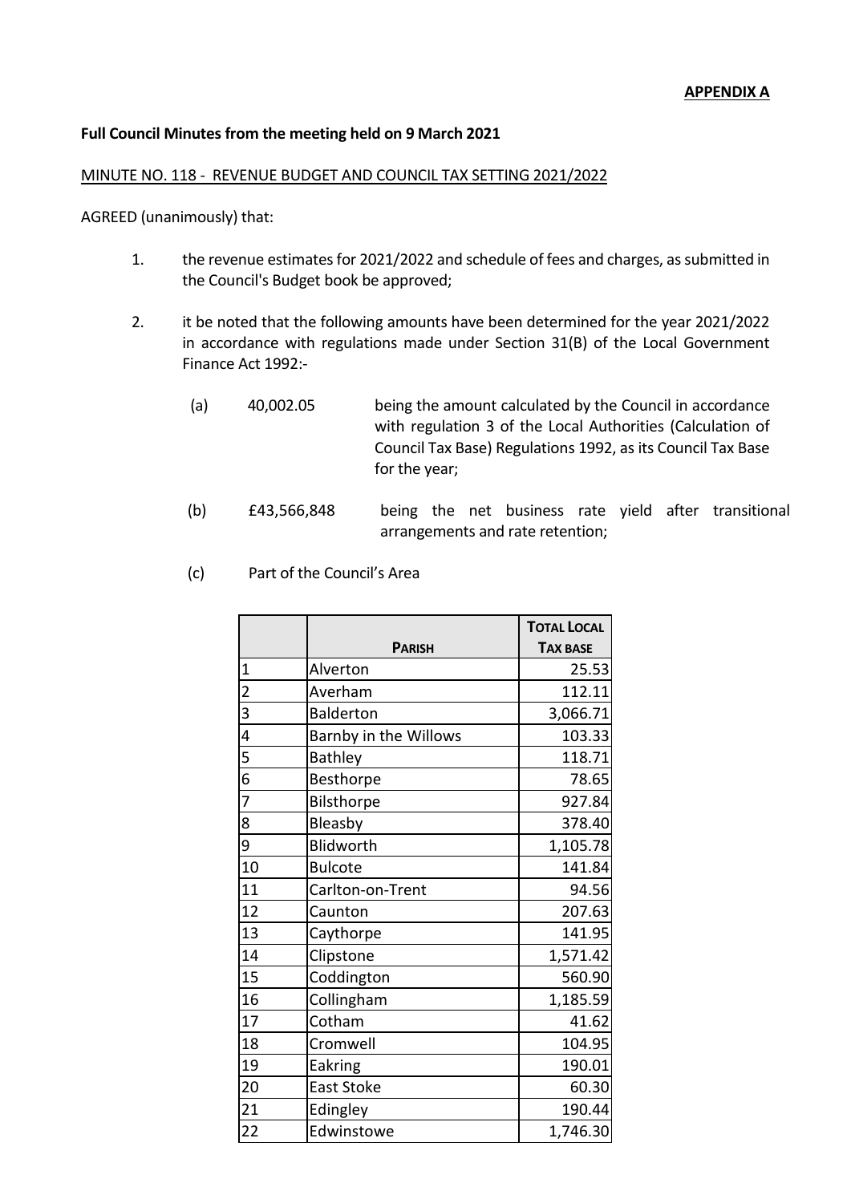**APPENDIX A**

**Full Council Minutes from the meeting held on 9 March 2021**

MINUTE NO. 118 - REVENUE BUDGET AND COUNCIL TAX SETTING 2021/2022

AGREED (unanimously) that:

1. the revenue estimates for 2021/2022 and schedule of fees and charges, as submitted in the Council's Budget book be approved;

2. it be noted that the following amounts have been determined for the year 2021/2022 in accordance with regulations made under Section 31(B) of the Local Government Finance Act 1992:-

   (a) 40,002.05 being the amount calculated by the Council in accordance with regulation 3 of the Local Authorities (Calculation of Council Tax Base) Regulations 1992, as its Council Tax Base for the year;

   (b) £43,566,848 being the net business rate yield after transitional arrangements and rate retention;

   (c) Part of the Council's Area

| | PARISH | TOTAL LOCAL TAX BASE |
|---|---|---|
| 1 | Alverton | 25.53 |
| 2 | Averham | 112.11 |
| 3 | Balderton | 3,066.71 |
| 4 | Barnby in the Willows | 103.33 |
| 5 | Bathley | 118.71 |
| 6 | Besthorpe | 78.65 |
| 7 | Bilsthorpe | 927.84 |
| 8 | Bleasby | 378.40 |
| 9 | Blidworth | 1,105.78 |
| 10 | Bulcote | 141.84 |
| 11 | Carlton-on-Trent | 94.56 |
| 12 | Caunton | 207.63 |
| 13 | Caythorpe | 141.95 |
| 14 | Clipstone | 1,571.42 |
| 15 | Coddington | 560.90 |
| 16 | Collingham | 1,185.59 |
| 17 | Cotham | 41.62 |
| 18 | Cromwell | 104.95 |
| 19 | Eakring | 190.01 |
| 20 | East Stoke | 60.30 |
| 21 | Edingley | 190.44 |
| 22 | Edwinstowe | 1,746.30 |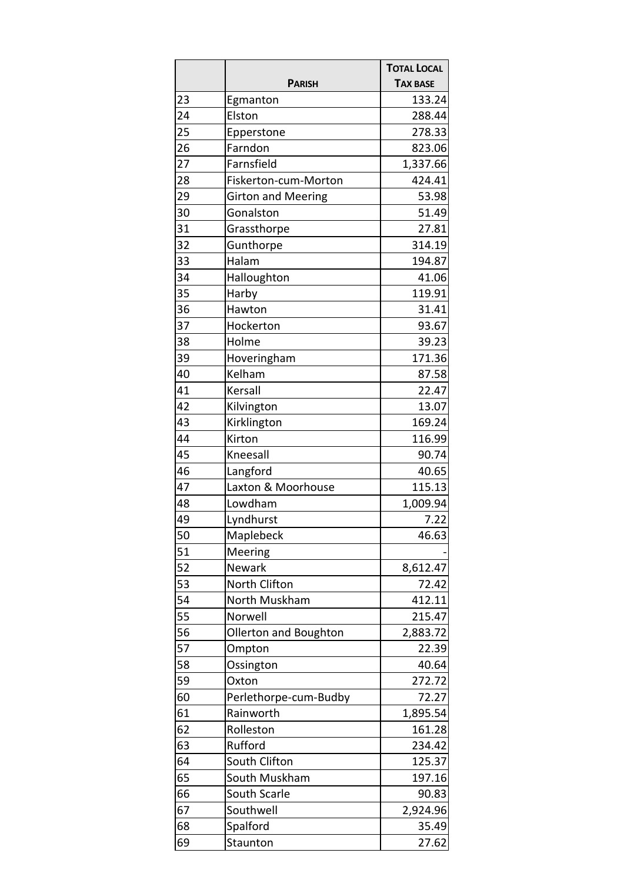| | PARISH | TOTAL LOCAL TAX BASE |
|---|---|---|
| 23 | Egmanton | 133.24 |
| 24 | Elston | 288.44 |
| 25 | Epperstone | 278.33 |
| 26 | Farndon | 823.06 |
| 27 | Farnsfield | 1,337.66 |
| 28 | Fiskerton-cum-Morton | 424.41 |
| 29 | Girton and Meering | 53.98 |
| 30 | Gonalston | 51.49 |
| 31 | Grassthorpe | 27.81 |
| 32 | Gunthorpe | 314.19 |
| 33 | Halam | 194.87 |
| 34 | Halloughton | 41.06 |
| 35 | Harby | 119.91 |
| 36 | Hawton | 31.41 |
| 37 | Hockerton | 93.67 |
| 38 | Holme | 39.23 |
| 39 | Hoveringham | 171.36 |
| 40 | Kelham | 87.58 |
| 41 | Kersall | 22.47 |
| 42 | Kilvington | 13.07 |
| 43 | Kirklington | 169.24 |
| 44 | Kirton | 116.99 |
| 45 | Kneesall | 90.74 |
| 46 | Langford | 40.65 |
| 47 | Laxton & Moorhouse | 115.13 |
| 48 | Lowdham | 1,009.94 |
| 49 | Lyndhurst | 7.22 |
| 50 | Maplebeck | 46.63 |
| 51 | Meering | - |
| 52 | Newark | 8,612.47 |
| 53 | North Clifton | 72.42 |
| 54 | North Muskham | 412.11 |
| 55 | Norwell | 215.47 |
| 56 | Ollerton and Boughton | 2,883.72 |
| 57 | Ompton | 22.39 |
| 58 | Ossington | 40.64 |
| 59 | Oxton | 272.72 |
| 60 | Perlethorpe-cum-Budby | 72.27 |
| 61 | Rainworth | 1,895.54 |
| 62 | Rolleston | 161.28 |
| 63 | Rufford | 234.42 |
| 64 | South Clifton | 125.37 |
| 65 | South Muskham | 197.16 |
| 66 | South Scarle | 90.83 |
| 67 | Southwell | 2,924.96 |
| 68 | Spalford | 35.49 |
| 69 | Staunton | 27.62 |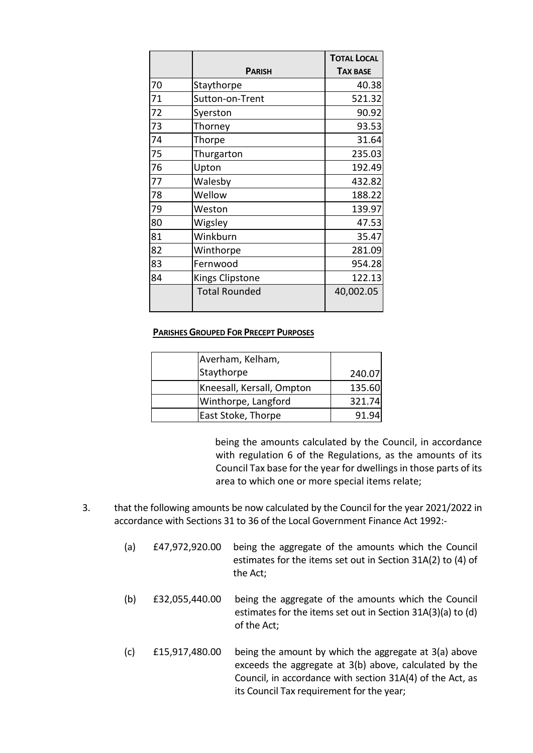| | **PARISH** | **TOTAL LOCAL TAX BASE** |
|---|---|---|
| 70 | Staythorpe | 40.38 |
| 71 | Sutton-on-Trent | 521.32 |
| 72 | Syerston | 90.92 |
| 73 | Thorney | 93.53 |
| 74 | Thorpe | 31.64 |
| 75 | Thurgarton | 235.03 |
| 76 | Upton | 192.49 |
| 77 | Walesby | 432.82 |
| 78 | Wellow | 188.22 |
| 79 | Weston | 139.97 |
| 80 | Wigsley | 47.53 |
| 81 | Winkburn | 35.47 |
| 82 | Winthorpe | 281.09 |
| 83 | Fernwood | 954.28 |
| 84 | Kings Clipstone | 122.13 |
| | Total Rounded | 40,002.05 |

**PARISHES GROUPED FOR PRECEPT PURPOSES**

| | | |
|---|---|---|
| | Averham, Kelham, Staythorpe | 240.07 |
| | Kneesall, Kersall, Ompton | 135.60 |
| | Winthorpe, Langford | 321.74 |
| | East Stoke, Thorpe | 91.94 |

being the amounts calculated by the Council, in accordance with regulation 6 of the Regulations, as the amounts of its Council Tax base for the year for dwellings in those parts of its area to which one or more special items relate;

3. that the following amounts be now calculated by the Council for the year 2021/2022 in accordance with Sections 31 to 36 of the Local Government Finance Act 1992:-

   (a) £47,972,920.00 being the aggregate of the amounts which the Council estimates for the items set out in Section 31A(2) to (4) of the Act;

   (b) £32,055,440.00 being the aggregate of the amounts which the Council estimates for the items set out in Section 31A(3)(a) to (d) of the Act;

   (c) £15,917,480.00 being the amount by which the aggregate at 3(a) above exceeds the aggregate at 3(b) above, calculated by the Council, in accordance with section 31A(4) of the Act, as its Council Tax requirement for the year;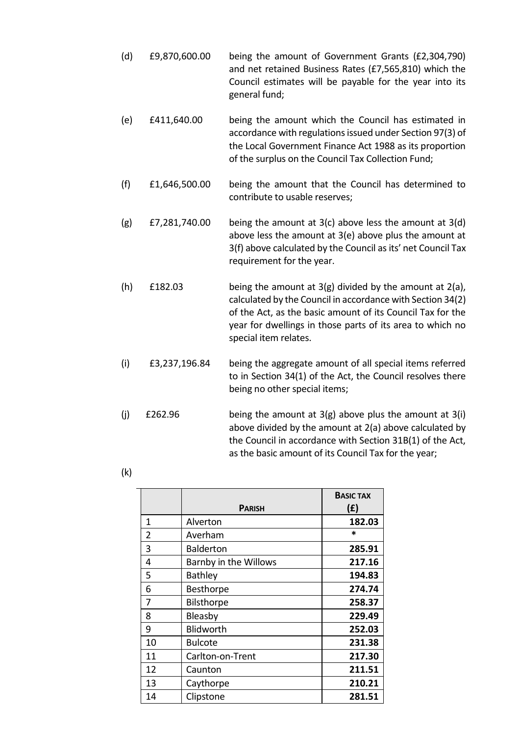(d) £9,870,600.00 being the amount of Government Grants (£2,304,790) and net retained Business Rates (£7,565,810) which the Council estimates will be payable for the year into its general fund;

(e) £411,640.00 being the amount which the Council has estimated in accordance with regulations issued under Section 97(3) of the Local Government Finance Act 1988 as its proportion of the surplus on the Council Tax Collection Fund;

(f) £1,646,500.00 being the amount that the Council has determined to contribute to usable reserves;

(g) £7,281,740.00 being the amount at 3(c) above less the amount at 3(d) above less the amount at 3(e) above plus the amount at 3(f) above calculated by the Council as its' net Council Tax requirement for the year.

(h) £182.03 being the amount at 3(g) divided by the amount at 2(a), calculated by the Council in accordance with Section 34(2) of the Act, as the basic amount of its Council Tax for the year for dwellings in those parts of its area to which no special item relates.

(i) £3,237,196.84 being the aggregate amount of all special items referred to in Section 34(1) of the Act, the Council resolves there being no other special items;

(j) £262.96 being the amount at 3(g) above plus the amount at 3(i) above divided by the amount at 2(a) above calculated by the Council in accordance with Section 31B(1) of the Act, as the basic amount of its Council Tax for the year;

(k)

| | **PARISH** | **BASIC TAX (£)** |
|---|---|---|
| 1 | Alverton | **182.03** |
| 2 | Averham | * |
| 3 | Balderton | **285.91** |
| 4 | Barnby in the Willows | **217.16** |
| 5 | Bathley | **194.83** |
| 6 | Besthorpe | **274.74** |
| 7 | Bilsthorpe | **258.37** |
| 8 | Bleasby | **229.49** |
| 9 | Blidworth | **252.03** |
| 10 | Bulcote | **231.38** |
| 11 | Carlton-on-Trent | **217.30** |
| 12 | Caunton | **211.51** |
| 13 | Caythorpe | **210.21** |
| 14 | Clipstone | **281.51** |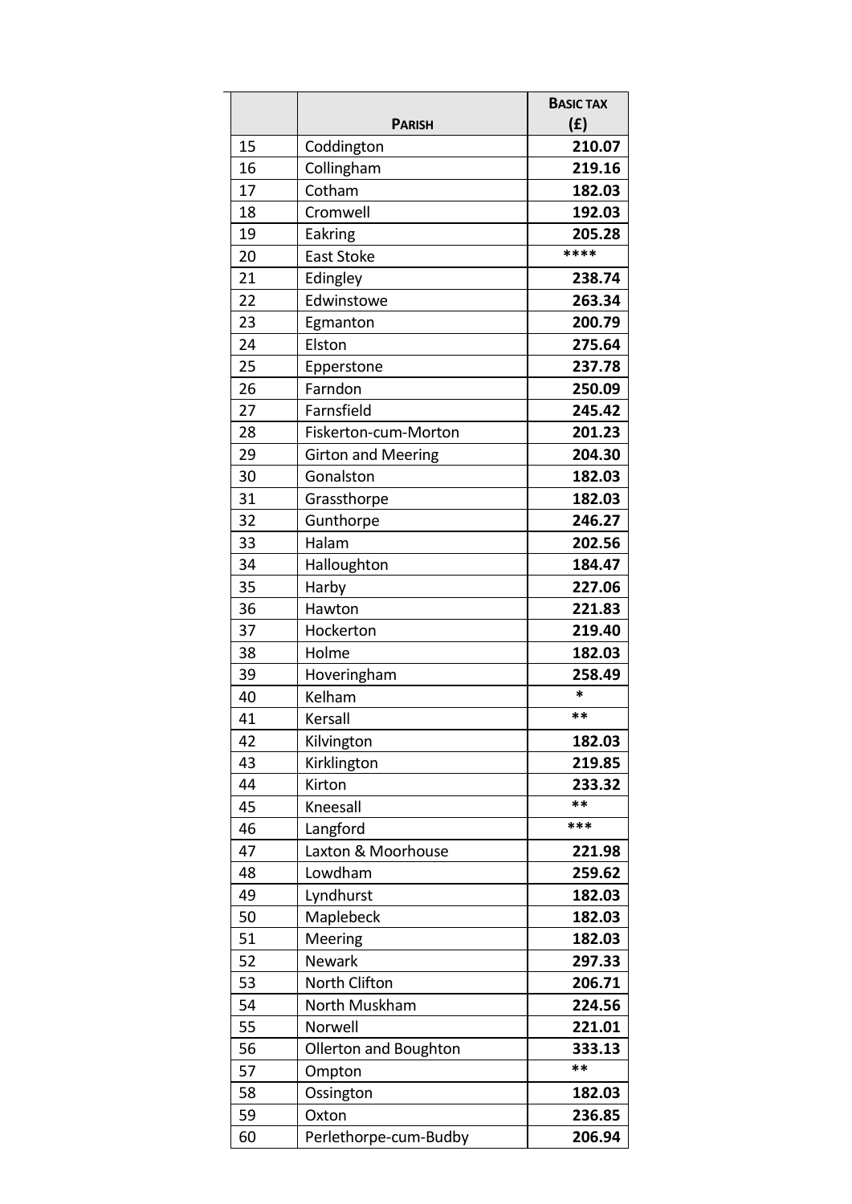|  | PARISH | BASIC TAX (£) |
|---|---|---|
| 15 | Coddington | **210.07** |
| 16 | Collingham | **219.16** |
| 17 | Cotham | **182.03** |
| 18 | Cromwell | **192.03** |
| 19 | Eakring | **205.28** |
| 20 | East Stoke | **** |
| 21 | Edingley | **238.74** |
| 22 | Edwinstowe | **263.34** |
| 23 | Egmanton | **200.79** |
| 24 | Elston | **275.64** |
| 25 | Epperstone | **237.78** |
| 26 | Farndon | **250.09** |
| 27 | Farnsfield | **245.42** |
| 28 | Fiskerton-cum-Morton | **201.23** |
| 29 | Girton and Meering | **204.30** |
| 30 | Gonalston | **182.03** |
| 31 | Grassthorpe | **182.03** |
| 32 | Gunthorpe | **246.27** |
| 33 | Halam | **202.56** |
| 34 | Halloughton | **184.47** |
| 35 | Harby | **227.06** |
| 36 | Hawton | **221.83** |
| 37 | Hockerton | **219.40** |
| 38 | Holme | **182.03** |
| 39 | Hoveringham | **258.49** |
| 40 | Kelham | * |
| 41 | Kersall | ** |
| 42 | Kilvington | **182.03** |
| 43 | Kirklington | **219.85** |
| 44 | Kirton | **233.32** |
| 45 | Kneesall | ** |
| 46 | Langford | *** |
| 47 | Laxton & Moorhouse | **221.98** |
| 48 | Lowdham | **259.62** |
| 49 | Lyndhurst | **182.03** |
| 50 | Maplebeck | **182.03** |
| 51 | Meering | **182.03** |
| 52 | Newark | **297.33** |
| 53 | North Clifton | **206.71** |
| 54 | North Muskham | **224.56** |
| 55 | Norwell | **221.01** |
| 56 | Ollerton and Boughton | **333.13** |
| 57 | Ompton | ** |
| 58 | Ossington | **182.03** |
| 59 | Oxton | **236.85** |
| 60 | Perlethorpe-cum-Budby | **206.94** |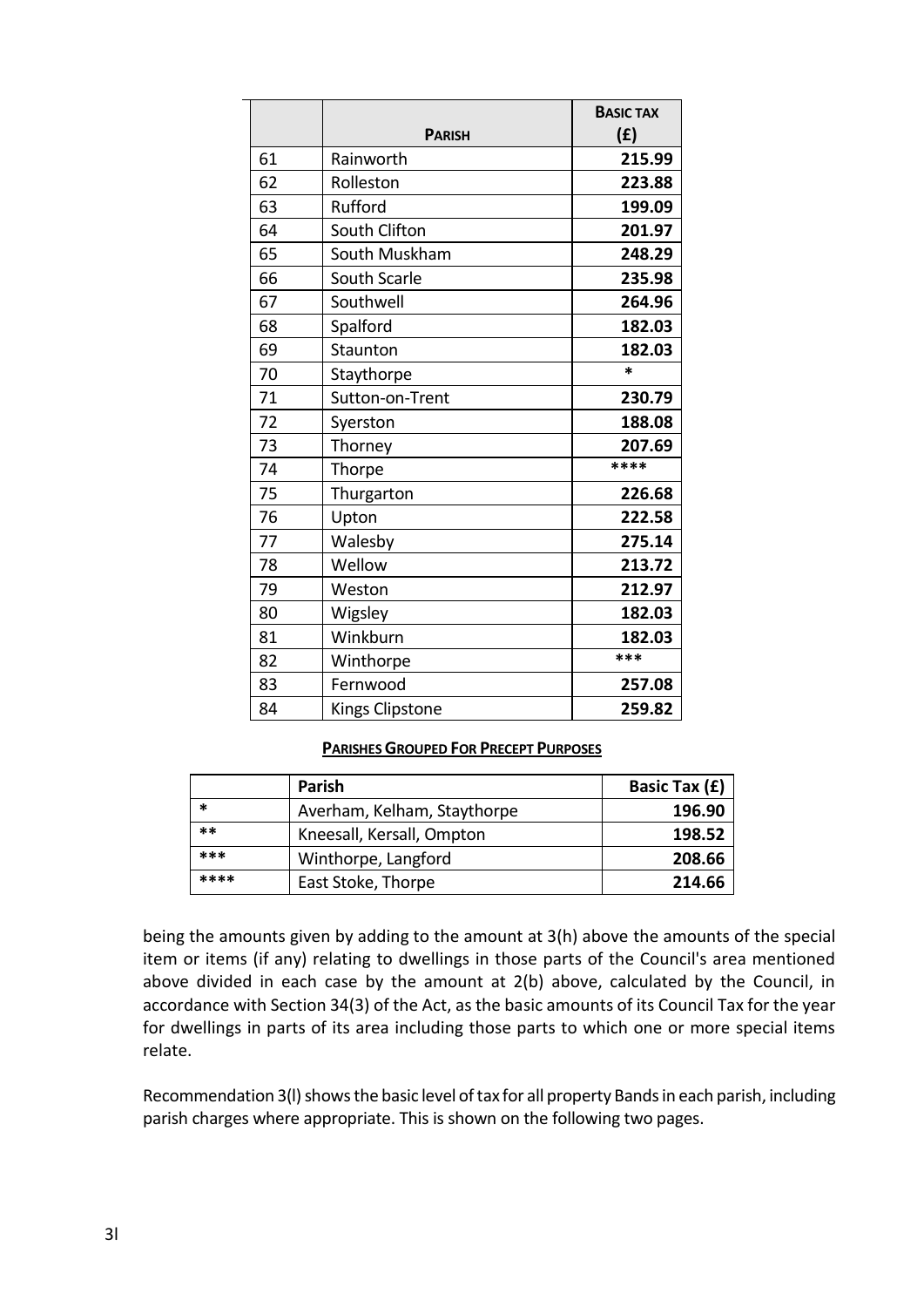|  | **PARISH** | **BASIC TAX (£)** |
|---|---|---|
| 61 | Rainworth | **215.99** |
| 62 | Rolleston | **223.88** |
| 63 | Rufford | **199.09** |
| 64 | South Clifton | **201.97** |
| 65 | South Muskham | **248.29** |
| 66 | South Scarle | **235.98** |
| 67 | Southwell | **264.96** |
| 68 | Spalford | **182.03** |
| 69 | Staunton | **182.03** |
| 70 | Staythorpe | * |
| 71 | Sutton-on-Trent | **230.79** |
| 72 | Syerston | **188.08** |
| 73 | Thorney | **207.69** |
| 74 | Thorpe | **** |
| 75 | Thurgarton | **226.68** |
| 76 | Upton | **222.58** |
| 77 | Walesby | **275.14** |
| 78 | Wellow | **213.72** |
| 79 | Weston | **212.97** |
| 80 | Wigsley | **182.03** |
| 81 | Winkburn | **182.03** |
| 82 | Winthorpe | *** |
| 83 | Fernwood | **257.08** |
| 84 | Kings Clipstone | **259.82** |

**PARISHES GROUPED FOR PRECEPT PURPOSES**

|  | Parish | Basic Tax (£) |
|---|---|---|
| * | Averham, Kelham, Staythorpe | **196.90** |
| ** | Kneesall, Kersall, Ompton | **198.52** |
| *** | Winthorpe, Langford | **208.66** |
| **** | East Stoke, Thorpe | **214.66** |

being the amounts given by adding to the amount at 3(h) above the amounts of the special item or items (if any) relating to dwellings in those parts of the Council's area mentioned above divided in each case by the amount at 2(b) above, calculated by the Council, in accordance with Section 34(3) of the Act, as the basic amounts of its Council Tax for the year for dwellings in parts of its area including those parts to which one or more special items relate.

Recommendation 3(l) shows the basic level of tax for all property Bands in each parish, including parish charges where appropriate. This is shown on the following two pages.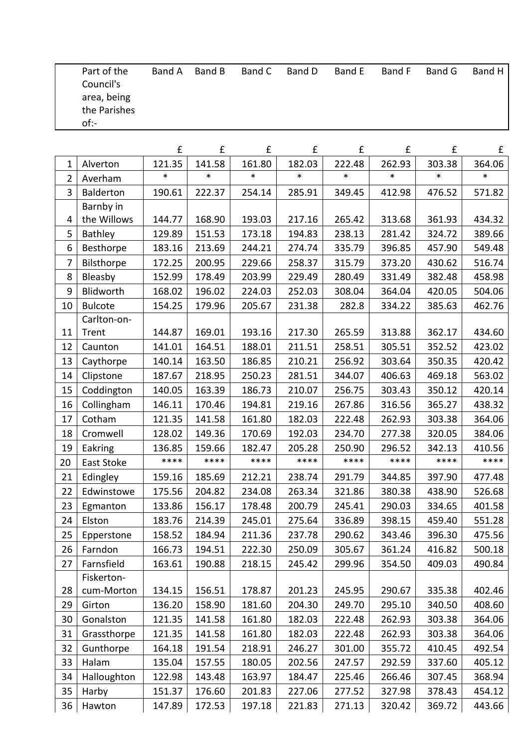| | Part of the Council's area, being the Parishes of:- | Band A | Band B | Band C | Band D | Band E | Band F | Band G | Band H |
|---|---|---|---|---|---|---|---|---|---|
| | | £ | £ | £ | £ | £ | £ | £ | £ |
| 1 | Alverton | 121.35 | 141.58 | 161.80 | 182.03 | 222.48 | 262.93 | 303.38 | 364.06 |
| 2 | Averham | * | * | * | * | * | * | * | * |
| 3 | Balderton | 190.61 | 222.37 | 254.14 | 285.91 | 349.45 | 412.98 | 476.52 | 571.82 |
| 4 | Barnby in the Willows | 144.77 | 168.90 | 193.03 | 217.16 | 265.42 | 313.68 | 361.93 | 434.32 |
| 5 | Bathley | 129.89 | 151.53 | 173.18 | 194.83 | 238.13 | 281.42 | 324.72 | 389.66 |
| 6 | Besthorpe | 183.16 | 213.69 | 244.21 | 274.74 | 335.79 | 396.85 | 457.90 | 549.48 |
| 7 | Bilsthorpe | 172.25 | 200.95 | 229.66 | 258.37 | 315.79 | 373.20 | 430.62 | 516.74 |
| 8 | Bleasby | 152.99 | 178.49 | 203.99 | 229.49 | 280.49 | 331.49 | 382.48 | 458.98 |
| 9 | Blidworth | 168.02 | 196.02 | 224.03 | 252.03 | 308.04 | 364.04 | 420.05 | 504.06 |
| 10 | Bulcote | 154.25 | 179.96 | 205.67 | 231.38 | 282.8 | 334.22 | 385.63 | 462.76 |
| 11 | Carlton-on-Trent | 144.87 | 169.01 | 193.16 | 217.30 | 265.59 | 313.88 | 362.17 | 434.60 |
| 12 | Caunton | 141.01 | 164.51 | 188.01 | 211.51 | 258.51 | 305.51 | 352.52 | 423.02 |
| 13 | Caythorpe | 140.14 | 163.50 | 186.85 | 210.21 | 256.92 | 303.64 | 350.35 | 420.42 |
| 14 | Clipstone | 187.67 | 218.95 | 250.23 | 281.51 | 344.07 | 406.63 | 469.18 | 563.02 |
| 15 | Coddington | 140.05 | 163.39 | 186.73 | 210.07 | 256.75 | 303.43 | 350.12 | 420.14 |
| 16 | Collingham | 146.11 | 170.46 | 194.81 | 219.16 | 267.86 | 316.56 | 365.27 | 438.32 |
| 17 | Cotham | 121.35 | 141.58 | 161.80 | 182.03 | 222.48 | 262.93 | 303.38 | 364.06 |
| 18 | Cromwell | 128.02 | 149.36 | 170.69 | 192.03 | 234.70 | 277.38 | 320.05 | 384.06 |
| 19 | Eakring | 136.85 | 159.66 | 182.47 | 205.28 | 250.90 | 296.52 | 342.13 | 410.56 |
| 20 | East Stoke | **** | **** | **** | **** | **** | **** | **** | **** |
| 21 | Edingley | 159.16 | 185.69 | 212.21 | 238.74 | 291.79 | 344.85 | 397.90 | 477.48 |
| 22 | Edwinstowe | 175.56 | 204.82 | 234.08 | 263.34 | 321.86 | 380.38 | 438.90 | 526.68 |
| 23 | Egmanton | 133.86 | 156.17 | 178.48 | 200.79 | 245.41 | 290.03 | 334.65 | 401.58 |
| 24 | Elston | 183.76 | 214.39 | 245.01 | 275.64 | 336.89 | 398.15 | 459.40 | 551.28 |
| 25 | Epperstone | 158.52 | 184.94 | 211.36 | 237.78 | 290.62 | 343.46 | 396.30 | 475.56 |
| 26 | Farndon | 166.73 | 194.51 | 222.30 | 250.09 | 305.67 | 361.24 | 416.82 | 500.18 |
| 27 | Farnsfield | 163.61 | 190.88 | 218.15 | 245.42 | 299.96 | 354.50 | 409.03 | 490.84 |
| 28 | Fiskerton-cum-Morton | 134.15 | 156.51 | 178.87 | 201.23 | 245.95 | 290.67 | 335.38 | 402.46 |
| 29 | Girton | 136.20 | 158.90 | 181.60 | 204.30 | 249.70 | 295.10 | 340.50 | 408.60 |
| 30 | Gonalston | 121.35 | 141.58 | 161.80 | 182.03 | 222.48 | 262.93 | 303.38 | 364.06 |
| 31 | Grassthorpe | 121.35 | 141.58 | 161.80 | 182.03 | 222.48 | 262.93 | 303.38 | 364.06 |
| 32 | Gunthorpe | 164.18 | 191.54 | 218.91 | 246.27 | 301.00 | 355.72 | 410.45 | 492.54 |
| 33 | Halam | 135.04 | 157.55 | 180.05 | 202.56 | 247.57 | 292.59 | 337.60 | 405.12 |
| 34 | Halloughton | 122.98 | 143.48 | 163.97 | 184.47 | 225.46 | 266.46 | 307.45 | 368.94 |
| 35 | Harby | 151.37 | 176.60 | 201.83 | 227.06 | 277.52 | 327.98 | 378.43 | 454.12 |
| 36 | Hawton | 147.89 | 172.53 | 197.18 | 221.83 | 271.13 | 320.42 | 369.72 | 443.66 |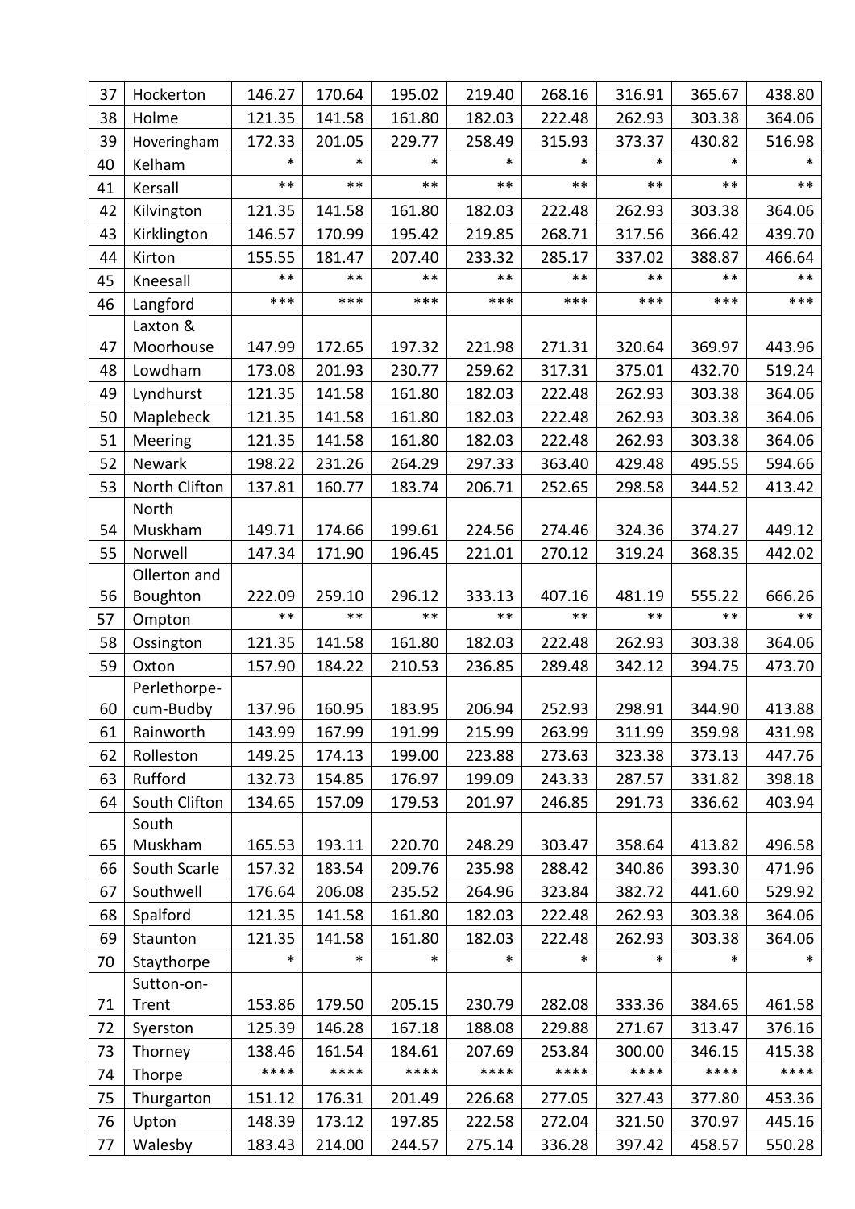| | | | | | | | | | |
|---|---|---|---|---|---|---|---|---|---|
| 37 | Hockerton | 146.27 | 170.64 | 195.02 | 219.40 | 268.16 | 316.91 | 365.67 | 438.80 |
| 38 | Holme | 121.35 | 141.58 | 161.80 | 182.03 | 222.48 | 262.93 | 303.38 | 364.06 |
| 39 | Hoveringham | 172.33 | 201.05 | 229.77 | 258.49 | 315.93 | 373.37 | 430.82 | 516.98 |
| 40 | Kelham | * | * | * | * | * | * | * | * |
| 41 | Kersall | ** | ** | ** | ** | ** | ** | ** | ** |
| 42 | Kilvington | 121.35 | 141.58 | 161.80 | 182.03 | 222.48 | 262.93 | 303.38 | 364.06 |
| 43 | Kirklington | 146.57 | 170.99 | 195.42 | 219.85 | 268.71 | 317.56 | 366.42 | 439.70 |
| 44 | Kirton | 155.55 | 181.47 | 207.40 | 233.32 | 285.17 | 337.02 | 388.87 | 466.64 |
| 45 | Kneesall | ** | ** | ** | ** | ** | ** | ** | ** |
| 46 | Langford | *** | *** | *** | *** | *** | *** | *** | *** |
| 47 | Laxton & Moorhouse | 147.99 | 172.65 | 197.32 | 221.98 | 271.31 | 320.64 | 369.97 | 443.96 |
| 48 | Lowdham | 173.08 | 201.93 | 230.77 | 259.62 | 317.31 | 375.01 | 432.70 | 519.24 |
| 49 | Lyndhurst | 121.35 | 141.58 | 161.80 | 182.03 | 222.48 | 262.93 | 303.38 | 364.06 |
| 50 | Maplebeck | 121.35 | 141.58 | 161.80 | 182.03 | 222.48 | 262.93 | 303.38 | 364.06 |
| 51 | Meering | 121.35 | 141.58 | 161.80 | 182.03 | 222.48 | 262.93 | 303.38 | 364.06 |
| 52 | Newark | 198.22 | 231.26 | 264.29 | 297.33 | 363.40 | 429.48 | 495.55 | 594.66 |
| 53 | North Clifton | 137.81 | 160.77 | 183.74 | 206.71 | 252.65 | 298.58 | 344.52 | 413.42 |
| 54 | North Muskham | 149.71 | 174.66 | 199.61 | 224.56 | 274.46 | 324.36 | 374.27 | 449.12 |
| 55 | Norwell | 147.34 | 171.90 | 196.45 | 221.01 | 270.12 | 319.24 | 368.35 | 442.02 |
| 56 | Ollerton and Boughton | 222.09 | 259.10 | 296.12 | 333.13 | 407.16 | 481.19 | 555.22 | 666.26 |
| 57 | Ompton | ** | ** | ** | ** | ** | ** | ** | ** |
| 58 | Ossington | 121.35 | 141.58 | 161.80 | 182.03 | 222.48 | 262.93 | 303.38 | 364.06 |
| 59 | Oxton | 157.90 | 184.22 | 210.53 | 236.85 | 289.48 | 342.12 | 394.75 | 473.70 |
| 60 | Perlethorpe-cum-Budby | 137.96 | 160.95 | 183.95 | 206.94 | 252.93 | 298.91 | 344.90 | 413.88 |
| 61 | Rainworth | 143.99 | 167.99 | 191.99 | 215.99 | 263.99 | 311.99 | 359.98 | 431.98 |
| 62 | Rolleston | 149.25 | 174.13 | 199.00 | 223.88 | 273.63 | 323.38 | 373.13 | 447.76 |
| 63 | Rufford | 132.73 | 154.85 | 176.97 | 199.09 | 243.33 | 287.57 | 331.82 | 398.18 |
| 64 | South Clifton | 134.65 | 157.09 | 179.53 | 201.97 | 246.85 | 291.73 | 336.62 | 403.94 |
| 65 | South Muskham | 165.53 | 193.11 | 220.70 | 248.29 | 303.47 | 358.64 | 413.82 | 496.58 |
| 66 | South Scarle | 157.32 | 183.54 | 209.76 | 235.98 | 288.42 | 340.86 | 393.30 | 471.96 |
| 67 | Southwell | 176.64 | 206.08 | 235.52 | 264.96 | 323.84 | 382.72 | 441.60 | 529.92 |
| 68 | Spalford | 121.35 | 141.58 | 161.80 | 182.03 | 222.48 | 262.93 | 303.38 | 364.06 |
| 69 | Staunton | 121.35 | 141.58 | 161.80 | 182.03 | 222.48 | 262.93 | 303.38 | 364.06 |
| 70 | Staythorpe | * | * | * | * | * | * | * | * |
| 71 | Sutton-on-Trent | 153.86 | 179.50 | 205.15 | 230.79 | 282.08 | 333.36 | 384.65 | 461.58 |
| 72 | Syerston | 125.39 | 146.28 | 167.18 | 188.08 | 229.88 | 271.67 | 313.47 | 376.16 |
| 73 | Thorney | 138.46 | 161.54 | 184.61 | 207.69 | 253.84 | 300.00 | 346.15 | 415.38 |
| 74 | Thorpe | **** | **** | **** | **** | **** | **** | **** | **** |
| 75 | Thurgarton | 151.12 | 176.31 | 201.49 | 226.68 | 277.05 | 327.43 | 377.80 | 453.36 |
| 76 | Upton | 148.39 | 173.12 | 197.85 | 222.58 | 272.04 | 321.50 | 370.97 | 445.16 |
| 77 | Walesby | 183.43 | 214.00 | 244.57 | 275.14 | 336.28 | 397.42 | 458.57 | 550.28 |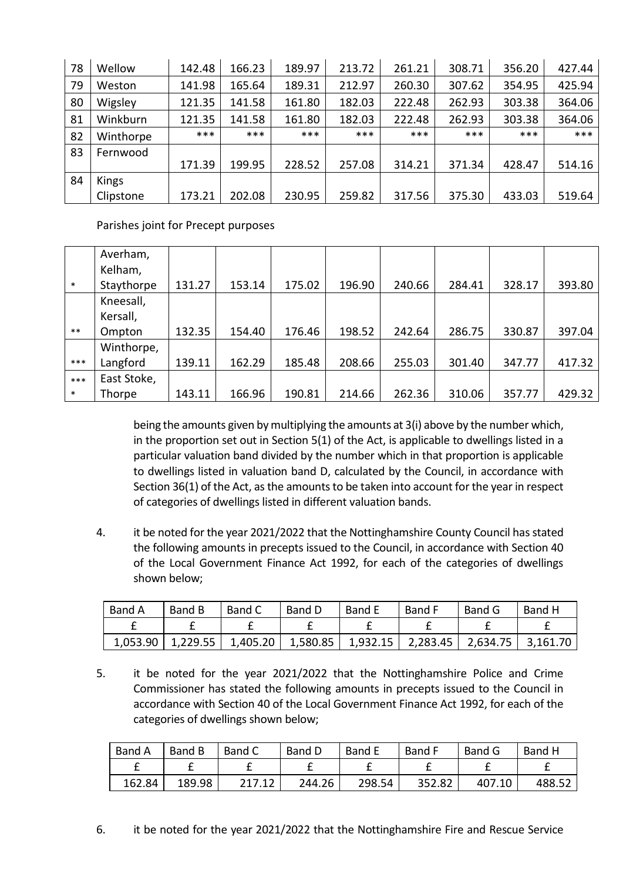| 78 | Wellow | 142.48 | 166.23 | 189.97 | 213.72 | 261.21 | 308.71 | 356.20 | 427.44 |
|---|---|---|---|---|---|---|---|---|---|
| 79 | Weston | 141.98 | 165.64 | 189.31 | 212.97 | 260.30 | 307.62 | 354.95 | 425.94 |
| 80 | Wigsley | 121.35 | 141.58 | 161.80 | 182.03 | 222.48 | 262.93 | 303.38 | 364.06 |
| 81 | Winkburn | 121.35 | 141.58 | 161.80 | 182.03 | 222.48 | 262.93 | 303.38 | 364.06 |
| 82 | Winthorpe | *** | *** | *** | *** | *** | *** | *** | *** |
| 83 | Fernwood | 171.39 | 199.95 | 228.52 | 257.08 | 314.21 | 371.34 | 428.47 | 514.16 |
| 84 | Kings Clipstone | 173.21 | 202.08 | 230.95 | 259.82 | 317.56 | 375.30 | 433.03 | 519.64 |

Parishes joint for Precept purposes

| | | | | | | | | | |
|---|---|---|---|---|---|---|---|---|---|
| * | Averham, Kelham, Staythorpe | 131.27 | 153.14 | 175.02 | 196.90 | 240.66 | 284.41 | 328.17 | 393.80 |
| ** | Kneesall, Kersall, Ompton | 132.35 | 154.40 | 176.46 | 198.52 | 242.64 | 286.75 | 330.87 | 397.04 |
| *** | Winthorpe, Langford | 139.11 | 162.29 | 185.48 | 208.66 | 255.03 | 301.40 | 347.77 | 417.32 |
| **** | East Stoke, Thorpe | 143.11 | 166.96 | 190.81 | 214.66 | 262.36 | 310.06 | 357.77 | 429.32 |

being the amounts given by multiplying the amounts at 3(i) above by the number which, in the proportion set out in Section 5(1) of the Act, is applicable to dwellings listed in a particular valuation band divided by the number which in that proportion is applicable to dwellings listed in valuation band D, calculated by the Council, in accordance with Section 36(1) of the Act, as the amounts to be taken into account for the year in respect of categories of dwellings listed in different valuation bands.

4. it be noted for the year 2021/2022 that the Nottinghamshire County Council has stated the following amounts in precepts issued to the Council, in accordance with Section 40 of the Local Government Finance Act 1992, for each of the categories of dwellings shown below;

| Band A | Band B | Band C | Band D | Band E | Band F | Band G | Band H |
|---|---|---|---|---|---|---|---|
| £ | £ | £ | £ | £ | £ | £ | £ |
| 1,053.90 | 1,229.55 | 1,405.20 | 1,580.85 | 1,932.15 | 2,283.45 | 2,634.75 | 3,161.70 |

5. it be noted for the year 2021/2022 that the Nottinghamshire Police and Crime Commissioner has stated the following amounts in precepts issued to the Council in accordance with Section 40 of the Local Government Finance Act 1992, for each of the categories of dwellings shown below;

| Band A | Band B | Band C | Band D | Band E | Band F | Band G | Band H |
|---|---|---|---|---|---|---|---|
| £ | £ | £ | £ | £ | £ | £ | £ |
| 162.84 | 189.98 | 217.12 | 244.26 | 298.54 | 352.82 | 407.10 | 488.52 |

6. it be noted for the year 2021/2022 that the Nottinghamshire Fire and Rescue Service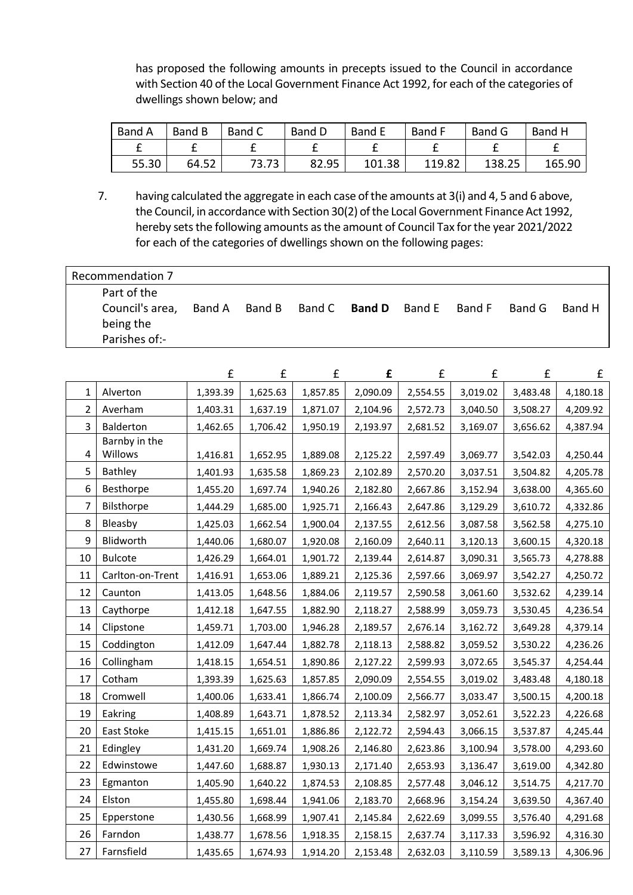has proposed the following amounts in precepts issued to the Council in accordance with Section 40 of the Local Government Finance Act 1992, for each of the categories of dwellings shown below; and

| Band A | Band B | Band C | Band D | Band E | Band F | Band G | Band H |
|---|---|---|---|---|---|---|---|
| £ | £ | £ | £ | £ | £ | £ | £ |
| 55.30 | 64.52 | 73.73 | 82.95 | 101.38 | 119.82 | 138.25 | 165.90 |

7. having calculated the aggregate in each case of the amounts at 3(i) and 4, 5 and 6 above, the Council, in accordance with Section 30(2) of the Local Government Finance Act 1992, hereby sets the following amounts as the amount of Council Tax for the year 2021/2022 for each of the categories of dwellings shown on the following pages:

Recommendation 7

| | Part of the Council's area, being the Parishes of:- | Band A | Band B | Band C | **Band D** | Band E | Band F | Band G | Band H |
|---|---|---|---|---|---|---|---|---|---|
| | | £ | £ | £ | **£** | £ | £ | £ | £ |
| 1 | Alverton | 1,393.39 | 1,625.63 | 1,857.85 | 2,090.09 | 2,554.55 | 3,019.02 | 3,483.48 | 4,180.18 |
| 2 | Averham | 1,403.31 | 1,637.19 | 1,871.07 | 2,104.96 | 2,572.73 | 3,040.50 | 3,508.27 | 4,209.92 |
| 3 | Balderton | 1,462.65 | 1,706.42 | 1,950.19 | 2,193.97 | 2,681.52 | 3,169.07 | 3,656.62 | 4,387.94 |
| 4 | Barnby in the Willows | 1,416.81 | 1,652.95 | 1,889.08 | 2,125.22 | 2,597.49 | 3,069.77 | 3,542.03 | 4,250.44 |
| 5 | Bathley | 1,401.93 | 1,635.58 | 1,869.23 | 2,102.89 | 2,570.20 | 3,037.51 | 3,504.82 | 4,205.78 |
| 6 | Besthorpe | 1,455.20 | 1,697.74 | 1,940.26 | 2,182.80 | 2,667.86 | 3,152.94 | 3,638.00 | 4,365.60 |
| 7 | Bilsthorpe | 1,444.29 | 1,685.00 | 1,925.71 | 2,166.43 | 2,647.86 | 3,129.29 | 3,610.72 | 4,332.86 |
| 8 | Bleasby | 1,425.03 | 1,662.54 | 1,900.04 | 2,137.55 | 2,612.56 | 3,087.58 | 3,562.58 | 4,275.10 |
| 9 | Blidworth | 1,440.06 | 1,680.07 | 1,920.08 | 2,160.09 | 2,640.11 | 3,120.13 | 3,600.15 | 4,320.18 |
| 10 | Bulcote | 1,426.29 | 1,664.01 | 1,901.72 | 2,139.44 | 2,614.87 | 3,090.31 | 3,565.73 | 4,278.88 |
| 11 | Carlton-on-Trent | 1,416.91 | 1,653.06 | 1,889.21 | 2,125.36 | 2,597.66 | 3,069.97 | 3,542.27 | 4,250.72 |
| 12 | Caunton | 1,413.05 | 1,648.56 | 1,884.06 | 2,119.57 | 2,590.58 | 3,061.60 | 3,532.62 | 4,239.14 |
| 13 | Caythorpe | 1,412.18 | 1,647.55 | 1,882.90 | 2,118.27 | 2,588.99 | 3,059.73 | 3,530.45 | 4,236.54 |
| 14 | Clipstone | 1,459.71 | 1,703.00 | 1,946.28 | 2,189.57 | 2,676.14 | 3,162.72 | 3,649.28 | 4,379.14 |
| 15 | Coddington | 1,412.09 | 1,647.44 | 1,882.78 | 2,118.13 | 2,588.82 | 3,059.52 | 3,530.22 | 4,236.26 |
| 16 | Collingham | 1,418.15 | 1,654.51 | 1,890.86 | 2,127.22 | 2,599.93 | 3,072.65 | 3,545.37 | 4,254.44 |
| 17 | Cotham | 1,393.39 | 1,625.63 | 1,857.85 | 2,090.09 | 2,554.55 | 3,019.02 | 3,483.48 | 4,180.18 |
| 18 | Cromwell | 1,400.06 | 1,633.41 | 1,866.74 | 2,100.09 | 2,566.77 | 3,033.47 | 3,500.15 | 4,200.18 |
| 19 | Eakring | 1,408.89 | 1,643.71 | 1,878.52 | 2,113.34 | 2,582.97 | 3,052.61 | 3,522.23 | 4,226.68 |
| 20 | East Stoke | 1,415.15 | 1,651.01 | 1,886.86 | 2,122.72 | 2,594.43 | 3,066.15 | 3,537.87 | 4,245.44 |
| 21 | Edingley | 1,431.20 | 1,669.74 | 1,908.26 | 2,146.80 | 2,623.86 | 3,100.94 | 3,578.00 | 4,293.60 |
| 22 | Edwinstowe | 1,447.60 | 1,688.87 | 1,930.13 | 2,171.40 | 2,653.93 | 3,136.47 | 3,619.00 | 4,342.80 |
| 23 | Egmanton | 1,405.90 | 1,640.22 | 1,874.53 | 2,108.85 | 2,577.48 | 3,046.12 | 3,514.75 | 4,217.70 |
| 24 | Elston | 1,455.80 | 1,698.44 | 1,941.06 | 2,183.70 | 2,668.96 | 3,154.24 | 3,639.50 | 4,367.40 |
| 25 | Epperstone | 1,430.56 | 1,668.99 | 1,907.41 | 2,145.84 | 2,622.69 | 3,099.55 | 3,576.40 | 4,291.68 |
| 26 | Farndon | 1,438.77 | 1,678.56 | 1,918.35 | 2,158.15 | 2,637.74 | 3,117.33 | 3,596.92 | 4,316.30 |
| 27 | Farnsfield | 1,435.65 | 1,674.93 | 1,914.20 | 2,153.48 | 2,632.03 | 3,110.59 | 3,589.13 | 4,306.96 |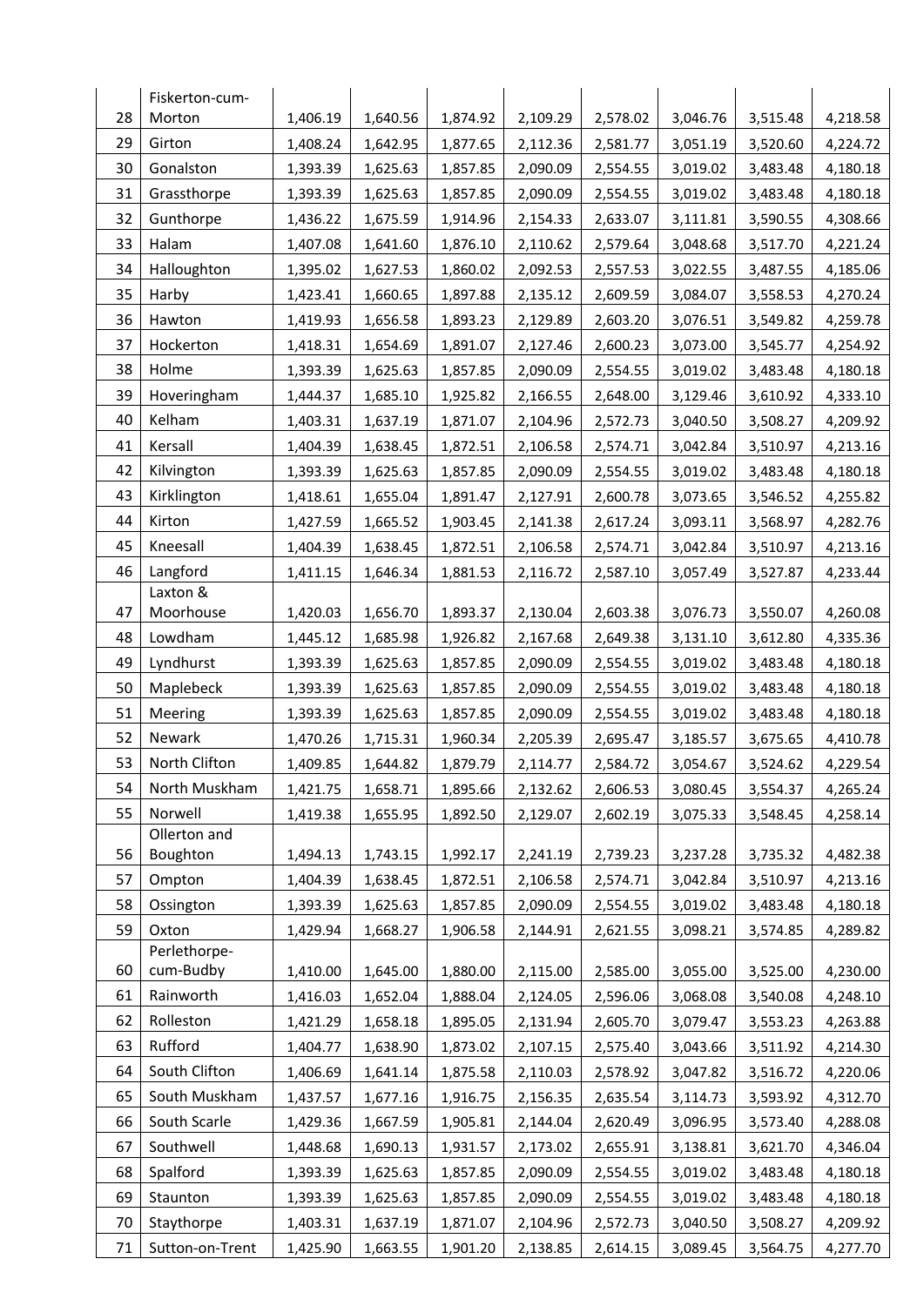| 28 | Fiskerton-cum-Morton | 1,406.19 | 1,640.56 | 1,874.92 | 2,109.29 | 2,578.02 | 3,046.76 | 3,515.48 | 4,218.58 |
|---|---|---|---|---|---|---|---|---|---|
| 29 | Girton | 1,408.24 | 1,642.95 | 1,877.65 | 2,112.36 | 2,581.77 | 3,051.19 | 3,520.60 | 4,224.72 |
| 30 | Gonalston | 1,393.39 | 1,625.63 | 1,857.85 | 2,090.09 | 2,554.55 | 3,019.02 | 3,483.48 | 4,180.18 |
| 31 | Grassthorpe | 1,393.39 | 1,625.63 | 1,857.85 | 2,090.09 | 2,554.55 | 3,019.02 | 3,483.48 | 4,180.18 |
| 32 | Gunthorpe | 1,436.22 | 1,675.59 | 1,914.96 | 2,154.33 | 2,633.07 | 3,111.81 | 3,590.55 | 4,308.66 |
| 33 | Halam | 1,407.08 | 1,641.60 | 1,876.10 | 2,110.62 | 2,579.64 | 3,048.68 | 3,517.70 | 4,221.24 |
| 34 | Halloughton | 1,395.02 | 1,627.53 | 1,860.02 | 2,092.53 | 2,557.53 | 3,022.55 | 3,487.55 | 4,185.06 |
| 35 | Harby | 1,423.41 | 1,660.65 | 1,897.88 | 2,135.12 | 2,609.59 | 3,084.07 | 3,558.53 | 4,270.24 |
| 36 | Hawton | 1,419.93 | 1,656.58 | 1,893.23 | 2,129.89 | 2,603.20 | 3,076.51 | 3,549.82 | 4,259.78 |
| 37 | Hockerton | 1,418.31 | 1,654.69 | 1,891.07 | 2,127.46 | 2,600.23 | 3,073.00 | 3,545.77 | 4,254.92 |
| 38 | Holme | 1,393.39 | 1,625.63 | 1,857.85 | 2,090.09 | 2,554.55 | 3,019.02 | 3,483.48 | 4,180.18 |
| 39 | Hoveringham | 1,444.37 | 1,685.10 | 1,925.82 | 2,166.55 | 2,648.00 | 3,129.46 | 3,610.92 | 4,333.10 |
| 40 | Kelham | 1,403.31 | 1,637.19 | 1,871.07 | 2,104.96 | 2,572.73 | 3,040.50 | 3,508.27 | 4,209.92 |
| 41 | Kersall | 1,404.39 | 1,638.45 | 1,872.51 | 2,106.58 | 2,574.71 | 3,042.84 | 3,510.97 | 4,213.16 |
| 42 | Kilvington | 1,393.39 | 1,625.63 | 1,857.85 | 2,090.09 | 2,554.55 | 3,019.02 | 3,483.48 | 4,180.18 |
| 43 | Kirklington | 1,418.61 | 1,655.04 | 1,891.47 | 2,127.91 | 2,600.78 | 3,073.65 | 3,546.52 | 4,255.82 |
| 44 | Kirton | 1,427.59 | 1,665.52 | 1,903.45 | 2,141.38 | 2,617.24 | 3,093.11 | 3,568.97 | 4,282.76 |
| 45 | Kneesall | 1,404.39 | 1,638.45 | 1,872.51 | 2,106.58 | 2,574.71 | 3,042.84 | 3,510.97 | 4,213.16 |
| 46 | Langford | 1,411.15 | 1,646.34 | 1,881.53 | 2,116.72 | 2,587.10 | 3,057.49 | 3,527.87 | 4,233.44 |
| 47 | Laxton & Moorhouse | 1,420.03 | 1,656.70 | 1,893.37 | 2,130.04 | 2,603.38 | 3,076.73 | 3,550.07 | 4,260.08 |
| 48 | Lowdham | 1,445.12 | 1,685.98 | 1,926.82 | 2,167.68 | 2,649.38 | 3,131.10 | 3,612.80 | 4,335.36 |
| 49 | Lyndhurst | 1,393.39 | 1,625.63 | 1,857.85 | 2,090.09 | 2,554.55 | 3,019.02 | 3,483.48 | 4,180.18 |
| 50 | Maplebeck | 1,393.39 | 1,625.63 | 1,857.85 | 2,090.09 | 2,554.55 | 3,019.02 | 3,483.48 | 4,180.18 |
| 51 | Meering | 1,393.39 | 1,625.63 | 1,857.85 | 2,090.09 | 2,554.55 | 3,019.02 | 3,483.48 | 4,180.18 |
| 52 | Newark | 1,470.26 | 1,715.31 | 1,960.34 | 2,205.39 | 2,695.47 | 3,185.57 | 3,675.65 | 4,410.78 |
| 53 | North Clifton | 1,409.85 | 1,644.82 | 1,879.79 | 2,114.77 | 2,584.72 | 3,054.67 | 3,524.62 | 4,229.54 |
| 54 | North Muskham | 1,421.75 | 1,658.71 | 1,895.66 | 2,132.62 | 2,606.53 | 3,080.45 | 3,554.37 | 4,265.24 |
| 55 | Norwell | 1,419.38 | 1,655.95 | 1,892.50 | 2,129.07 | 2,602.19 | 3,075.33 | 3,548.45 | 4,258.14 |
| 56 | Ollerton and Boughton | 1,494.13 | 1,743.15 | 1,992.17 | 2,241.19 | 2,739.23 | 3,237.28 | 3,735.32 | 4,482.38 |
| 57 | Ompton | 1,404.39 | 1,638.45 | 1,872.51 | 2,106.58 | 2,574.71 | 3,042.84 | 3,510.97 | 4,213.16 |
| 58 | Ossington | 1,393.39 | 1,625.63 | 1,857.85 | 2,090.09 | 2,554.55 | 3,019.02 | 3,483.48 | 4,180.18 |
| 59 | Oxton | 1,429.94 | 1,668.27 | 1,906.58 | 2,144.91 | 2,621.55 | 3,098.21 | 3,574.85 | 4,289.82 |
| 60 | Perlethorpe-cum-Budby | 1,410.00 | 1,645.00 | 1,880.00 | 2,115.00 | 2,585.00 | 3,055.00 | 3,525.00 | 4,230.00 |
| 61 | Rainworth | 1,416.03 | 1,652.04 | 1,888.04 | 2,124.05 | 2,596.06 | 3,068.08 | 3,540.08 | 4,248.10 |
| 62 | Rolleston | 1,421.29 | 1,658.18 | 1,895.05 | 2,131.94 | 2,605.70 | 3,079.47 | 3,553.23 | 4,263.88 |
| 63 | Rufford | 1,404.77 | 1,638.90 | 1,873.02 | 2,107.15 | 2,575.40 | 3,043.66 | 3,511.92 | 4,214.30 |
| 64 | South Clifton | 1,406.69 | 1,641.14 | 1,875.58 | 2,110.03 | 2,578.92 | 3,047.82 | 3,516.72 | 4,220.06 |
| 65 | South Muskham | 1,437.57 | 1,677.16 | 1,916.75 | 2,156.35 | 2,635.54 | 3,114.73 | 3,593.92 | 4,312.70 |
| 66 | South Scarle | 1,429.36 | 1,667.59 | 1,905.81 | 2,144.04 | 2,620.49 | 3,096.95 | 3,573.40 | 4,288.08 |
| 67 | Southwell | 1,448.68 | 1,690.13 | 1,931.57 | 2,173.02 | 2,655.91 | 3,138.81 | 3,621.70 | 4,346.04 |
| 68 | Spalford | 1,393.39 | 1,625.63 | 1,857.85 | 2,090.09 | 2,554.55 | 3,019.02 | 3,483.48 | 4,180.18 |
| 69 | Staunton | 1,393.39 | 1,625.63 | 1,857.85 | 2,090.09 | 2,554.55 | 3,019.02 | 3,483.48 | 4,180.18 |
| 70 | Staythorpe | 1,403.31 | 1,637.19 | 1,871.07 | 2,104.96 | 2,572.73 | 3,040.50 | 3,508.27 | 4,209.92 |
| 71 | Sutton-on-Trent | 1,425.90 | 1,663.55 | 1,901.20 | 2,138.85 | 2,614.15 | 3,089.45 | 3,564.75 | 4,277.70 |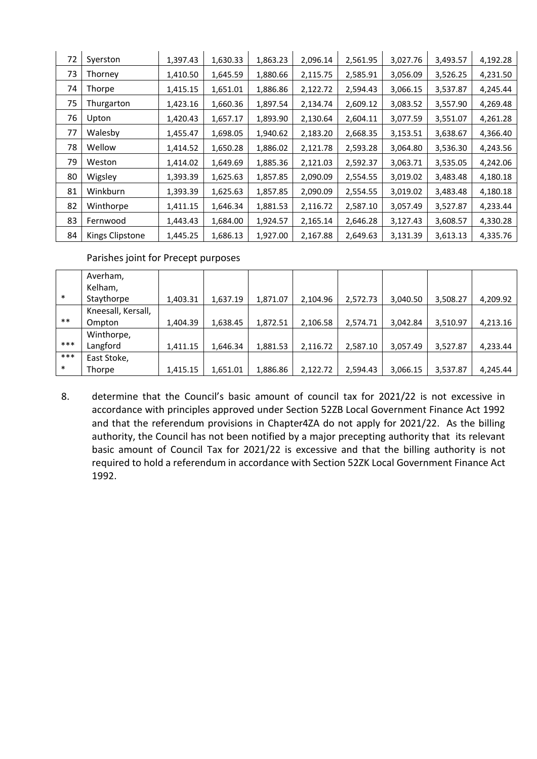| | | | | | | | | | |
|---|---|---|---|---|---|---|---|---|---|
| 72 | Syerston | 1,397.43 | 1,630.33 | 1,863.23 | 2,096.14 | 2,561.95 | 3,027.76 | 3,493.57 | 4,192.28 |
| 73 | Thorney | 1,410.50 | 1,645.59 | 1,880.66 | 2,115.75 | 2,585.91 | 3,056.09 | 3,526.25 | 4,231.50 |
| 74 | Thorpe | 1,415.15 | 1,651.01 | 1,886.86 | 2,122.72 | 2,594.43 | 3,066.15 | 3,537.87 | 4,245.44 |
| 75 | Thurgarton | 1,423.16 | 1,660.36 | 1,897.54 | 2,134.74 | 2,609.12 | 3,083.52 | 3,557.90 | 4,269.48 |
| 76 | Upton | 1,420.43 | 1,657.17 | 1,893.90 | 2,130.64 | 2,604.11 | 3,077.59 | 3,551.07 | 4,261.28 |
| 77 | Walesby | 1,455.47 | 1,698.05 | 1,940.62 | 2,183.20 | 2,668.35 | 3,153.51 | 3,638.67 | 4,366.40 |
| 78 | Wellow | 1,414.52 | 1,650.28 | 1,886.02 | 2,121.78 | 2,593.28 | 3,064.80 | 3,536.30 | 4,243.56 |
| 79 | Weston | 1,414.02 | 1,649.69 | 1,885.36 | 2,121.03 | 2,592.37 | 3,063.71 | 3,535.05 | 4,242.06 |
| 80 | Wigsley | 1,393.39 | 1,625.63 | 1,857.85 | 2,090.09 | 2,554.55 | 3,019.02 | 3,483.48 | 4,180.18 |
| 81 | Winkburn | 1,393.39 | 1,625.63 | 1,857.85 | 2,090.09 | 2,554.55 | 3,019.02 | 3,483.48 | 4,180.18 |
| 82 | Winthorpe | 1,411.15 | 1,646.34 | 1,881.53 | 2,116.72 | 2,587.10 | 3,057.49 | 3,527.87 | 4,233.44 |
| 83 | Fernwood | 1,443.43 | 1,684.00 | 1,924.57 | 2,165.14 | 2,646.28 | 3,127.43 | 3,608.57 | 4,330.28 |
| 84 | Kings Clipstone | 1,445.25 | 1,686.13 | 1,927.00 | 2,167.88 | 2,649.63 | 3,131.39 | 3,613.13 | 4,335.76 |

Parishes joint for Precept purposes

| | | | | | | | | | |
|---|---|---|---|---|---|---|---|---|---|
| * | Averham, Kelham, Staythorpe | 1,403.31 | 1,637.19 | 1,871.07 | 2,104.96 | 2,572.73 | 3,040.50 | 3,508.27 | 4,209.92 |
| ** | Kneesall, Kersall, Ompton | 1,404.39 | 1,638.45 | 1,872.51 | 2,106.58 | 2,574.71 | 3,042.84 | 3,510.97 | 4,213.16 |
| *** | Winthorpe, Langford | 1,411.15 | 1,646.34 | 1,881.53 | 2,116.72 | 2,587.10 | 3,057.49 | 3,527.87 | 4,233.44 |
| **** | East Stoke, Thorpe | 1,415.15 | 1,651.01 | 1,886.86 | 2,122.72 | 2,594.43 | 3,066.15 | 3,537.87 | 4,245.44 |

8. determine that the Council's basic amount of council tax for 2021/22 is not excessive in accordance with principles approved under Section 52ZB Local Government Finance Act 1992 and that the referendum provisions in Chapter4ZA do not apply for 2021/22. As the billing authority, the Council has not been notified by a major precepting authority that its relevant basic amount of Council Tax for 2021/22 is excessive and that the billing authority is not required to hold a referendum in accordance with Section 52ZK Local Government Finance Act 1992.